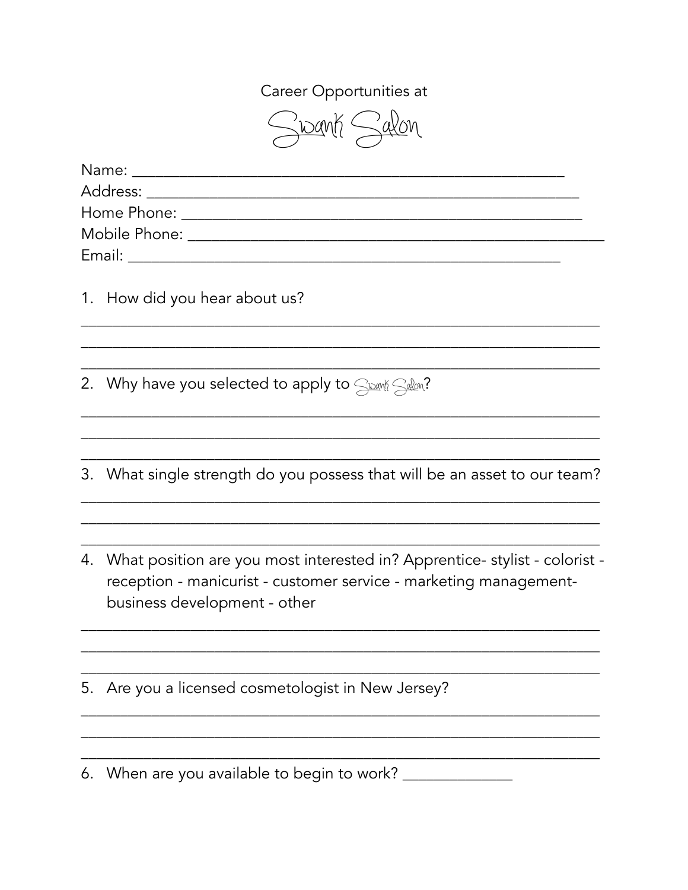Career Opportunities at

# Swank Salon

Name: ______________________________________________________

Address: ____________________________________________________

Home Phone: _________________________________________________

Mobile Phone: _______________________________________________

Email: ______________________________________________________

1. How did you hear about us?

______________________________________________________________________

______________________________________________________________________

______________________________________________________________________

2. Why have you selected to apply to Swank Salon?

______________________________________________________________________

______________________________________________________________________

______________________________________________________________________

3. What single strength do you possess that will be an asset to our team?

______________________________________________________________________

______________________________________________________________________

______________________________________________________________________

4. What position are you most interested in? Apprentice- stylist - colorist - reception - manicurist - customer service - marketing management- business development - other

______________________________________________________________________

______________________________________________________________________

______________________________________________________________________

5. Are you a licensed cosmetologist in New Jersey?

______________________________________________________________________

______________________________________________________________________

______________________________________________________________________

6. When are you available to begin to work? ______________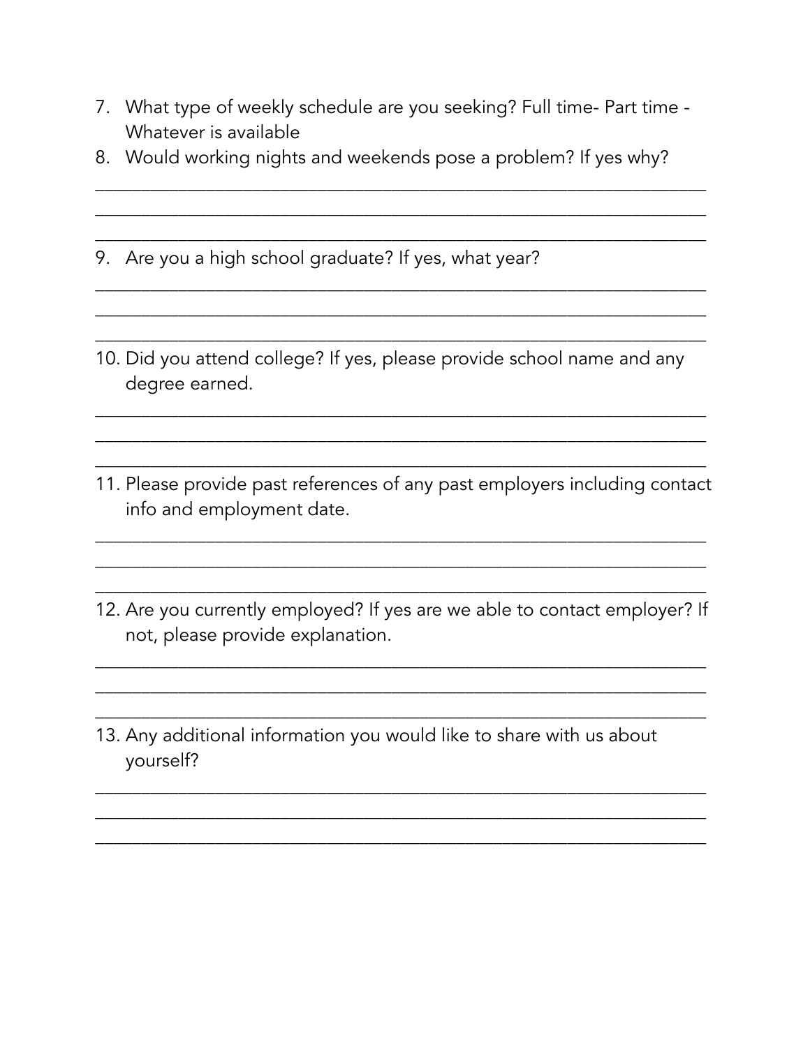7. What type of weekly schedule are you seeking? Full time- Part time - Whatever is available
8. Would working nights and weekends pose a problem? If yes why?

_______________________________________________________________
_______________________________________________________________
_______________________________________________________________

9. Are you a high school graduate? If yes, what year?

_______________________________________________________________
_______________________________________________________________
_______________________________________________________________

10. Did you attend college? If yes, please provide school name and any degree earned.

_______________________________________________________________
_______________________________________________________________
_______________________________________________________________

11. Please provide past references of any past employers including contact info and employment date.

_______________________________________________________________
_______________________________________________________________
_______________________________________________________________

12. Are you currently employed? If yes are we able to contact employer? If not, please provide explanation.

_______________________________________________________________
_______________________________________________________________
_______________________________________________________________

13. Any additional information you would like to share with us about yourself?

_______________________________________________________________
_______________________________________________________________
_______________________________________________________________